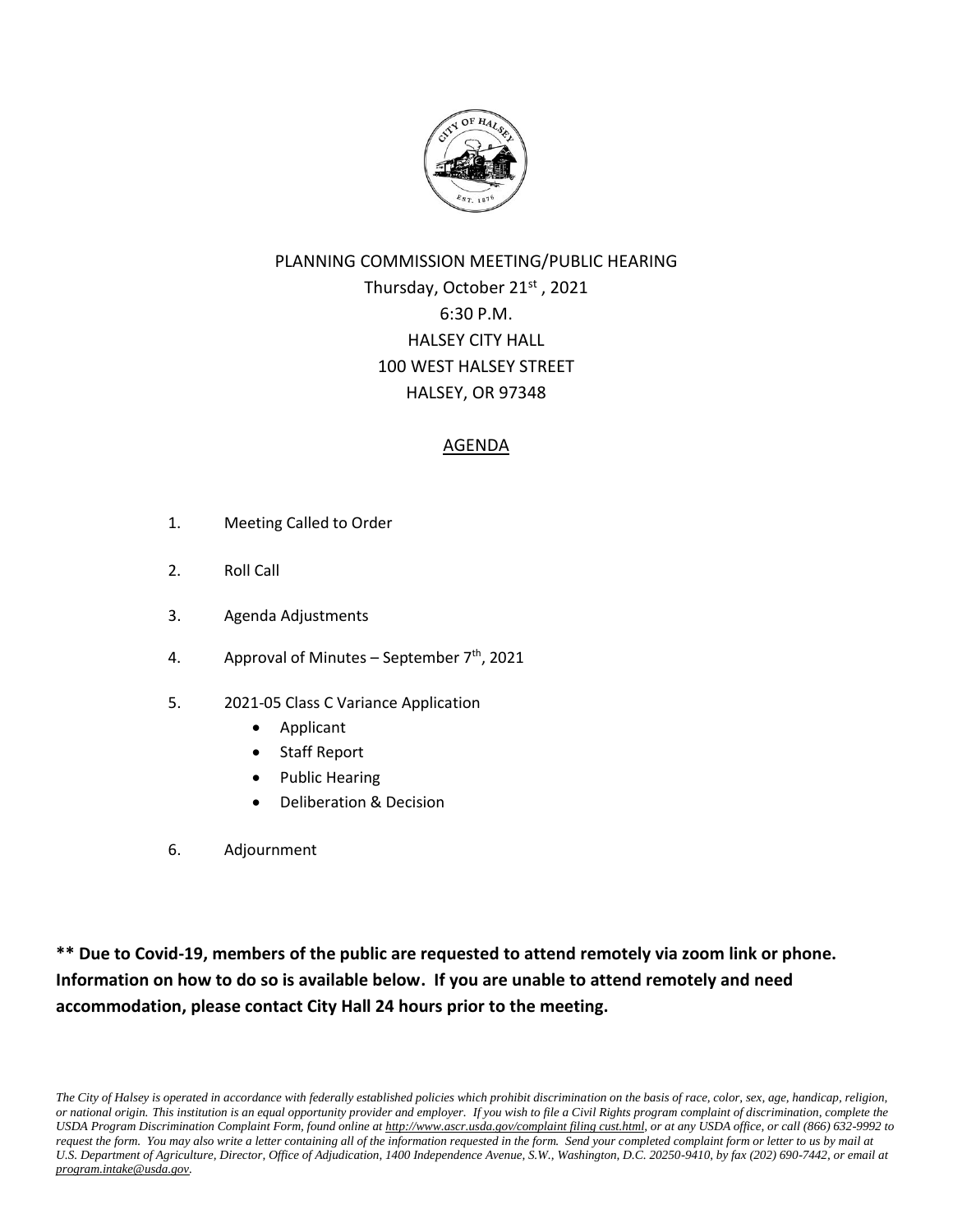PLANNING COMMISSION MEETING/PUBLIC HEARING
Thursday, October 21st , 2021
6:30 P.M.
HALSEY CITY HALL
100 WEST HALSEY STREET
HALSEY, OR 97348

## AGENDA

1. Meeting Called to Order
2. Roll Call
3. Agenda Adjustments
4. Approval of Minutes – September 7th, 2021
5. 2021-05 Class C Variance Application
   - Applicant
   - Staff Report
   - Public Hearing
   - Deliberation & Decision
6. Adjournment

**\*\* Due to Covid-19, members of the public are requested to attend remotely via zoom link or phone. Information on how to do so is available below. If you are unable to attend remotely and need accommodation, please contact City Hall 24 hours prior to the meeting.**

*The City of Halsey is operated in accordance with federally established policies which prohibit discrimination on the basis of race, color, sex, age, handicap, religion, or national origin. This institution is an equal opportunity provider and employer. If you wish to file a Civil Rights program complaint of discrimination, complete the USDA Program Discrimination Complaint Form, found online at http://www.ascr.usda.gov/complaint filing cust.html, or at any USDA office, or call (866) 632-9992 to request the form. You may also write a letter containing all of the information requested in the form. Send your completed complaint form or letter to us by mail at U.S. Department of Agriculture, Director, Office of Adjudication, 1400 Independence Avenue, S.W., Washington, D.C. 20250-9410, by fax (202) 690-7442, or email at program.intake@usda.gov.*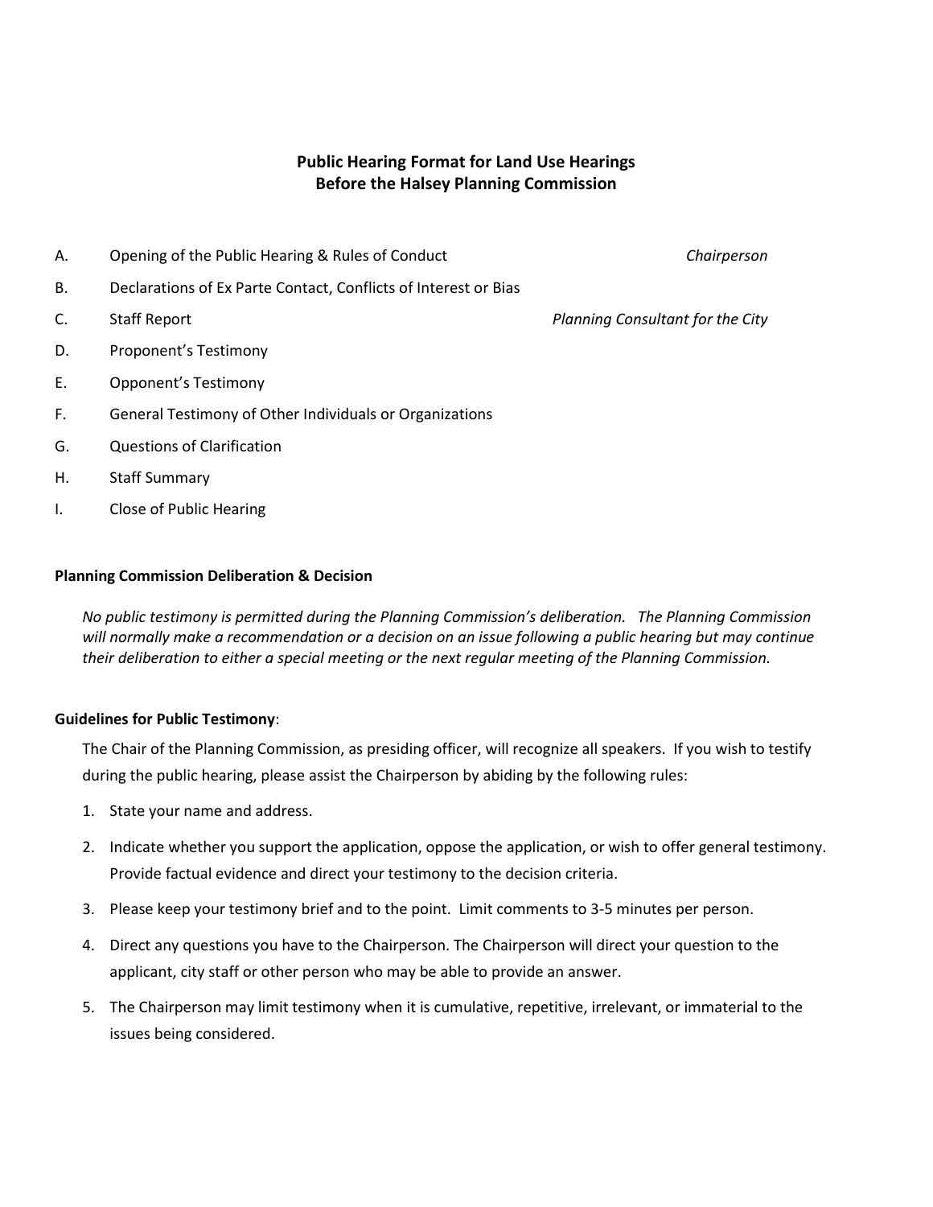# Public Hearing Format for Land Use Hearings Before the Halsey Planning Commission

A. Opening of the Public Hearing & Rules of Conduct — *Chairperson*

B. Declarations of Ex Parte Contact, Conflicts of Interest or Bias

C. Staff Report — *Planning Consultant for the City*

D. Proponent's Testimony

E. Opponent's Testimony

F. General Testimony of Other Individuals or Organizations

G. Questions of Clarification

H. Staff Summary

I. Close of Public Hearing

**Planning Commission Deliberation & Decision**

*No public testimony is permitted during the Planning Commission's deliberation. The Planning Commission will normally make a recommendation or a decision on an issue following a public hearing but may continue their deliberation to either a special meeting or the next regular meeting of the Planning Commission.*

**Guidelines for Public Testimony**:

The Chair of the Planning Commission, as presiding officer, will recognize all speakers. If you wish to testify during the public hearing, please assist the Chairperson by abiding by the following rules:

1. State your name and address.
2. Indicate whether you support the application, oppose the application, or wish to offer general testimony. Provide factual evidence and direct your testimony to the decision criteria.
3. Please keep your testimony brief and to the point. Limit comments to 3-5 minutes per person.
4. Direct any questions you have to the Chairperson. The Chairperson will direct your question to the applicant, city staff or other person who may be able to provide an answer.
5. The Chairperson may limit testimony when it is cumulative, repetitive, irrelevant, or immaterial to the issues being considered.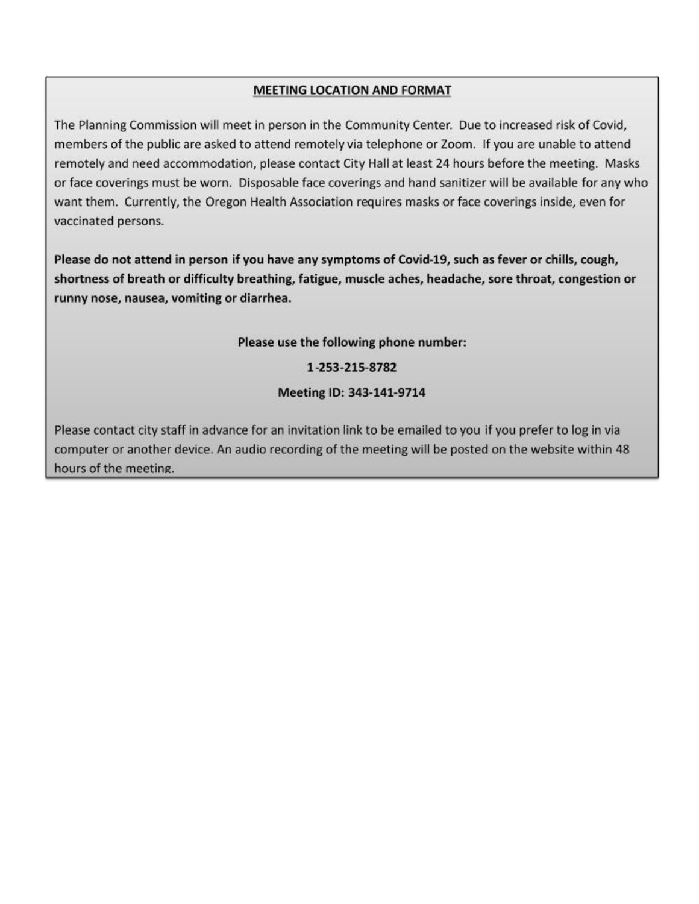## MEETING LOCATION AND FORMAT

The Planning Commission will meet in person in the Community Center. Due to increased risk of Covid, members of the public are asked to attend remotely via telephone or Zoom. If you are unable to attend remotely and need accommodation, please contact City Hall at least 24 hours before the meeting. Masks or face coverings must be worn. Disposable face coverings and hand sanitizer will be available for any who want them. Currently, the Oregon Health Association requires masks or face coverings inside, even for vaccinated persons.

**Please do not attend in person if you have any symptoms of Covid-19, such as fever or chills, cough, shortness of breath or difficulty breathing, fatigue, muscle aches, headache, sore throat, congestion or runny nose, nausea, vomiting or diarrhea.**

**Please use the following phone number:**

**1-253-215-8782**

**Meeting ID: 343-141-9714**

Please contact city staff in advance for an invitation link to be emailed to you if you prefer to log in via computer or another device. An audio recording of the meeting will be posted on the website within 48 hours of the meeting.